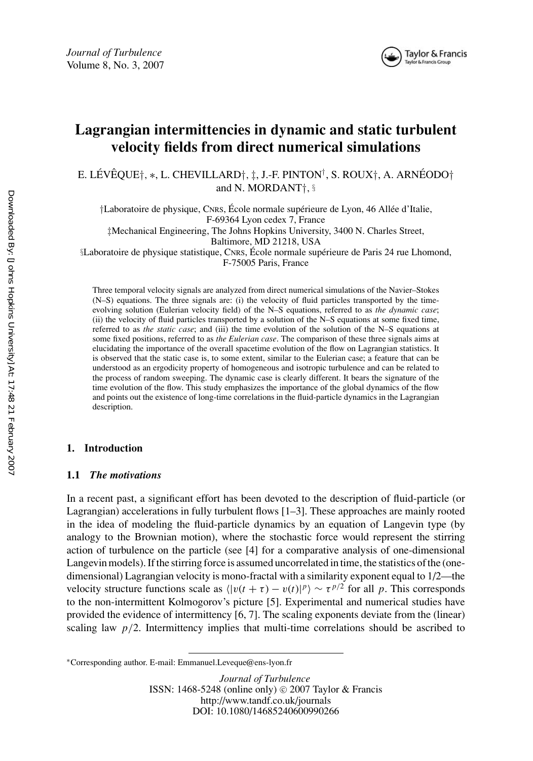# Lagrangian intermittencies in dynamic and static turbulent velocity fields from direct numerical simulations

E. LÉVÊQUE†, ∗, L. CHEVILLARD†, ‡, J.-F. PINTON†, S. ROUX†, A. ARNÉODO† and N. MORDANT†, §

†Laboratoire de physique, CNRS, École normale supérieure de Lyon, 46 Allée d'Italie, F-69364 Lyon cedex 7, France

‡Mechanical Engineering, The Johns Hopkins University, 3400 N. Charles Street, Baltimore, MD 21218, USA

§Laboratoire de physique statistique, CNRS, École normale supérieure de Paris 24 rue Lhomond, F-75005 Paris, France

Three temporal velocity signals are analyzed from direct numerical simulations of the Navier–Stokes (N–S) equations. The three signals are: (i) the velocity of fluid particles transported by the time-evolving solution (Eulerian velocity field) of the N–S equations, referred to as *the dynamic case*; (ii) the velocity of fluid particles transported by a solution of the N–S equations at some fixed time, referred to as *the static case*; and (iii) the time evolution of the solution of the N–S equations at some fixed positions, referred to as *the Eulerian case*. The comparison of these three signals aims at elucidating the importance of the overall spacetime evolution of the flow on Lagrangian statistics. It is observed that the static case is, to some extent, similar to the Eulerian case; a feature that can be understood as an ergodicity property of homogeneous and isotropic turbulence and can be related to the process of random sweeping. The dynamic case is clearly different. It bears the signature of the time evolution of the flow. This study emphasizes the importance of the global dynamics of the flow and points out the existence of long-time correlations in the fluid-particle dynamics in the Lagrangian description.

## 1. Introduction

### 1.1 *The motivations*

In a recent past, a significant effort has been devoted to the description of fluid-particle (or Lagrangian) accelerations in fully turbulent flows [1–3]. These approaches are mainly rooted in the idea of modeling the fluid-particle dynamics by an equation of Langevin type (by analogy to the Brownian motion), where the stochastic force would represent the stirring action of turbulence on the particle (see [4] for a comparative analysis of one-dimensional Langevin models). If the stirring force is assumed uncorrelated in time, the statistics of the (one-dimensional) Lagrangian velocity is mono-fractal with a similarity exponent equal to 1/2—the velocity structure functions scale as $\langle |v(t+\tau) - v(t)|^p\rangle \sim \tau^{p/2}$ for all $p$. This corresponds to the non-intermittent Kolmogorov's picture [5]. Experimental and numerical studies have provided the evidence of intermittency [6, 7]. The scaling exponents deviate from the (linear) scaling law $p/2$. Intermittency implies that multi-time correlations should be ascribed to

∗Corresponding author. E-mail: Emmanuel.Leveque@ens-lyon.fr

Journal of Turbulence
ISSN: 1468-5248 (online only) © 2007 Taylor & Francis
http://www.tandf.co.uk/journals
DOI: 10.1080/14685240600990266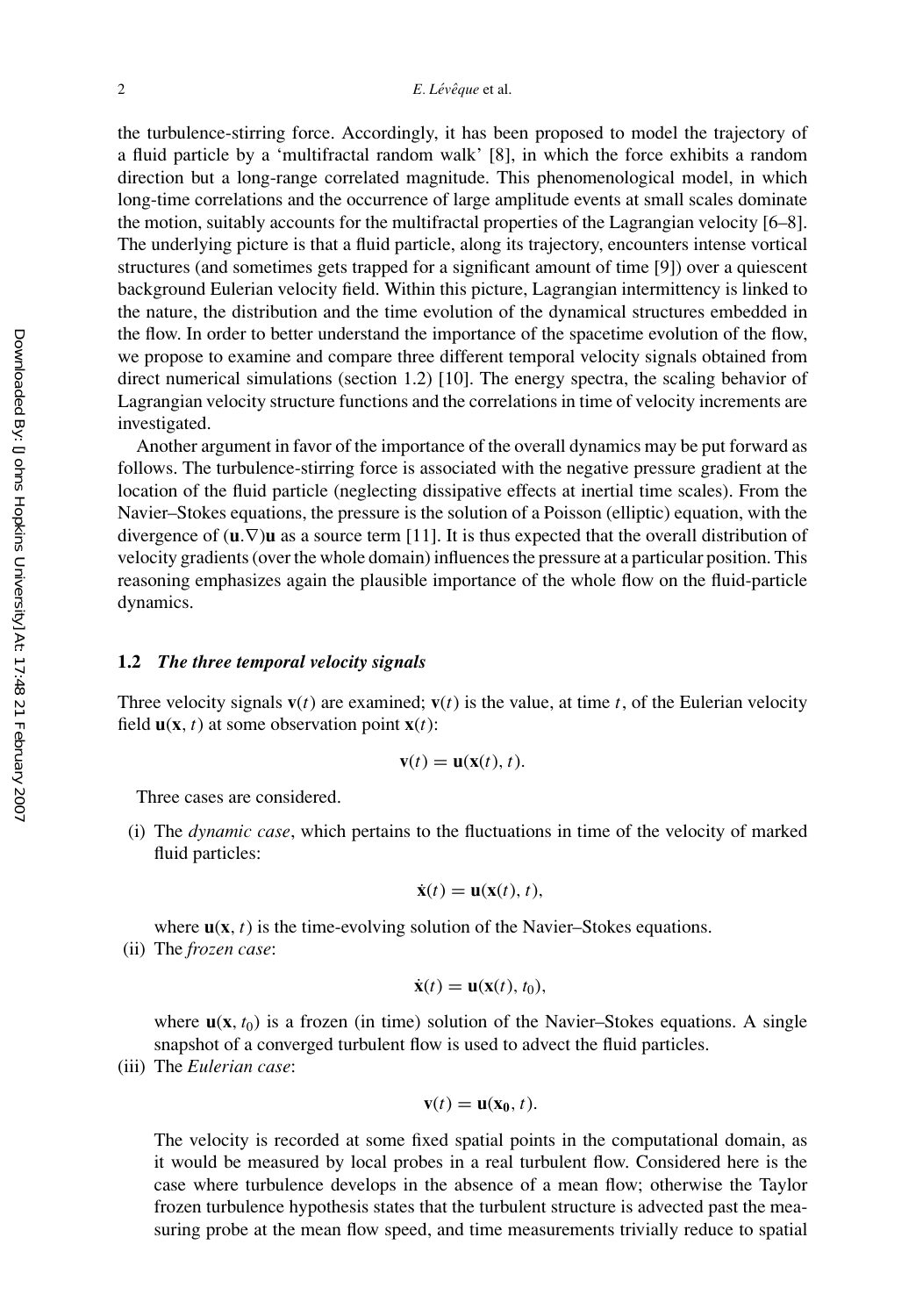the turbulence-stirring force. Accordingly, it has been proposed to model the trajectory of a fluid particle by a 'multifractal random walk' [8], in which the force exhibits a random direction but a long-range correlated magnitude. This phenomenological model, in which long-time correlations and the occurrence of large amplitude events at small scales dominate the motion, suitably accounts for the multifractal properties of the Lagrangian velocity [6–8]. The underlying picture is that a fluid particle, along its trajectory, encounters intense vortical structures (and sometimes gets trapped for a significant amount of time [9]) over a quiescent background Eulerian velocity field. Within this picture, Lagrangian intermittency is linked to the nature, the distribution and the time evolution of the dynamical structures embedded in the flow. In order to better understand the importance of the spacetime evolution of the flow, we propose to examine and compare three different temporal velocity signals obtained from direct numerical simulations (section 1.2) [10]. The energy spectra, the scaling behavior of Lagrangian velocity structure functions and the correlations in time of velocity increments are investigated.

Another argument in favor of the importance of the overall dynamics may be put forward as follows. The turbulence-stirring force is associated with the negative pressure gradient at the location of the fluid particle (neglecting dissipative effects at inertial time scales). From the Navier–Stokes equations, the pressure is the solution of a Poisson (elliptic) equation, with the divergence of $(\mathbf{u}.\nabla)\mathbf{u}$ as a source term [11]. It is thus expected that the overall distribution of velocity gradients (over the whole domain) influences the pressure at a particular position. This reasoning emphasizes again the plausible importance of the whole flow on the fluid-particle dynamics.

### 1.2 *The three temporal velocity signals*

Three velocity signals $\mathbf{v}(t)$ are examined; $\mathbf{v}(t)$ is the value, at time $t$, of the Eulerian velocity field $\mathbf{u}(\mathbf{x}, t)$ at some observation point $\mathbf{x}(t)$:

$$\mathbf{v}(t) = \mathbf{u}(\mathbf{x}(t), t).$$

Three cases are considered.

(i) The *dynamic case*, which pertains to the fluctuations in time of the velocity of marked fluid particles:

$$\dot{\mathbf{x}}(t) = \mathbf{u}(\mathbf{x}(t), t),$$

where $\mathbf{u}(\mathbf{x}, t)$ is the time-evolving solution of the Navier–Stokes equations.

(ii) The *frozen case*:

$$\dot{\mathbf{x}}(t) = \mathbf{u}(\mathbf{x}(t), t_0),$$

where $\mathbf{u}(\mathbf{x}, t_0)$ is a frozen (in time) solution of the Navier–Stokes equations. A single snapshot of a converged turbulent flow is used to advect the fluid particles.

(iii) The *Eulerian case*:

$$\mathbf{v}(t) = \mathbf{u}(\mathbf{x_0}, t).$$

The velocity is recorded at some fixed spatial points in the computational domain, as it would be measured by local probes in a real turbulent flow. Considered here is the case where turbulence develops in the absence of a mean flow; otherwise the Taylor frozen turbulence hypothesis states that the turbulent structure is advected past the measuring probe at the mean flow speed, and time measurements trivially reduce to spatial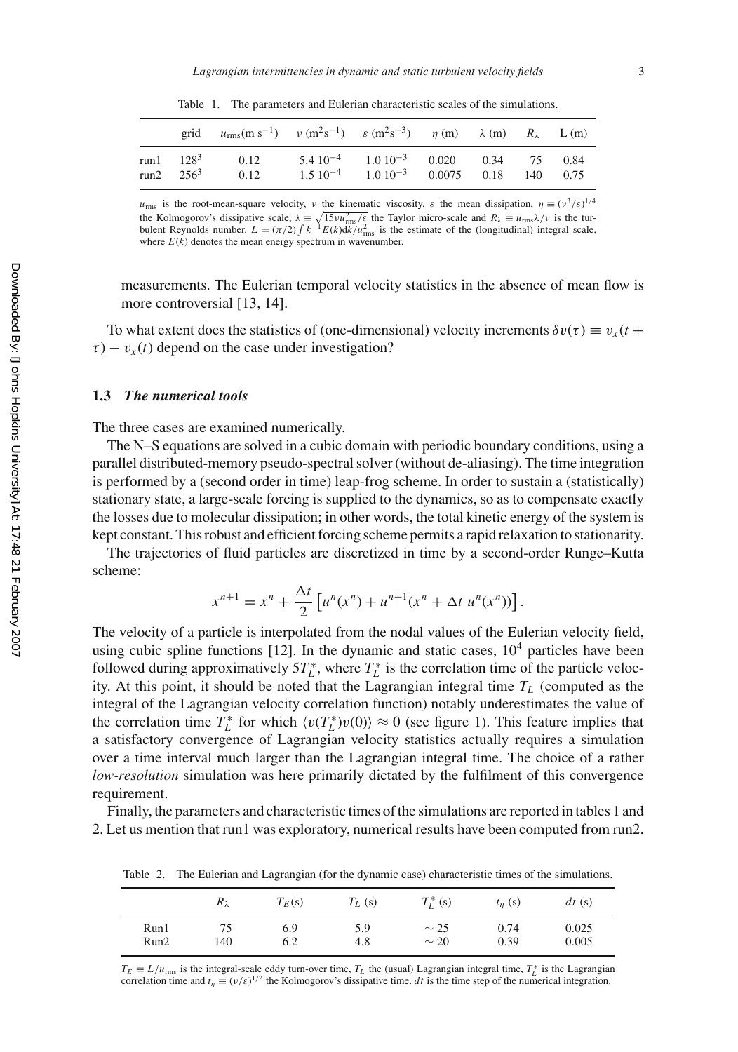Table 1. The parameters and Eulerian characteristic scales of the simulations.

| | grid | $u_{\rm rms}$(m s$^{-1}$) | $\nu$ (m$^2$s$^{-1}$) | $\varepsilon$ (m$^2$s$^{-3}$) | $\eta$ (m) | $\lambda$ (m) | $R_\lambda$ | L (m) |
|---|---|---|---|---|---|---|---|---|
| run1 | $128^3$ | 0.12 | $5.4\ 10^{-4}$ | $1.0\ 10^{-3}$ | 0.020 | 0.34 | 75 | 0.84 |
| run2 | $256^3$ | 0.12 | $1.5\ 10^{-4}$ | $1.0\ 10^{-3}$ | 0.0075 | 0.18 | 140 | 0.75 |

$u_{\rm rms}$ is the root-mean-square velocity, $\nu$ the kinematic viscosity, $\varepsilon$ the mean dissipation, $\eta \equiv (\nu^3/\varepsilon)^{1/4}$ the Kolmogorov's dissipative scale, $\lambda \equiv \sqrt{15\nu u_{\rm rms}^2/\varepsilon}$ the Taylor micro-scale and $R_\lambda \equiv u_{\rm rms}\lambda/\nu$ is the turbulent Reynolds number. $L = (\pi/2)\int k^{-1}E(k){\rm d}k/u_{\rm rms}^2$ is the estimate of the (longitudinal) integral scale, where $E(k)$ denotes the mean energy spectrum in wavenumber.

measurements. The Eulerian temporal velocity statistics in the absence of mean flow is more controversial [13, 14].

To what extent does the statistics of (one-dimensional) velocity increments $\delta v(\tau) \equiv v_x(t+\tau) - v_x(t)$ depend on the case under investigation?

### 1.3 *The numerical tools*

The three cases are examined numerically.

The N–S equations are solved in a cubic domain with periodic boundary conditions, using a parallel distributed-memory pseudo-spectral solver (without de-aliasing). The time integration is performed by a (second order in time) leap-frog scheme. In order to sustain a (statistically) stationary state, a large-scale forcing is supplied to the dynamics, so as to compensate exactly the losses due to molecular dissipation; in other words, the total kinetic energy of the system is kept constant. This robust and efficient forcing scheme permits a rapid relaxation to stationarity.

The trajectories of fluid particles are discretized in time by a second-order Runge–Kutta scheme:

$$x^{n+1} = x^n + \frac{\Delta t}{2}\left[u^n(x^n) + u^{n+1}(x^n + \Delta t\ u^n(x^n))\right].$$

The velocity of a particle is interpolated from the nodal values of the Eulerian velocity field, using cubic spline functions [12]. In the dynamic and static cases, $10^4$ particles have been followed during approximatively $5T_L^*$, where $T_L^*$ is the correlation time of the particle velocity. At this point, it should be noted that the Lagrangian integral time $T_L$ (computed as the integral of the Lagrangian velocity correlation function) notably underestimates the value of the correlation time $T_L^*$ for which $\langle v(T_L^*)v(0)\rangle \approx 0$ (see figure 1). This feature implies that a satisfactory convergence of Lagrangian velocity statistics actually requires a simulation over a time interval much larger than the Lagrangian integral time. The choice of a rather *low-resolution* simulation was here primarily dictated by the fulfilment of this convergence requirement.

Finally, the parameters and characteristic times of the simulations are reported in tables 1 and 2. Let us mention that run1 was exploratory, numerical results have been computed from run2.

Table 2. The Eulerian and Lagrangian (for the dynamic case) characteristic times of the simulations.

| | $R_\lambda$ | $T_E$(s) | $T_L$ (s) | $T_L^*$ (s) | $t_\eta$ (s) | $dt$ (s) |
|---|---|---|---|---|---|---|
| Run1 | 75 | 6.9 | 5.9 | $\sim 25$ | 0.74 | 0.025 |
| Run2 | 140 | 6.2 | 4.8 | $\sim 20$ | 0.39 | 0.005 |

$T_E \equiv L/u_{\rm rms}$ is the integral-scale eddy turn-over time, $T_L$ the (usual) Lagrangian integral time, $T_L^*$ is the Lagrangian correlation time and $t_\eta \equiv (\nu/\varepsilon)^{1/2}$ the Kolmogorov's dissipative time. $dt$ is the time step of the numerical integration.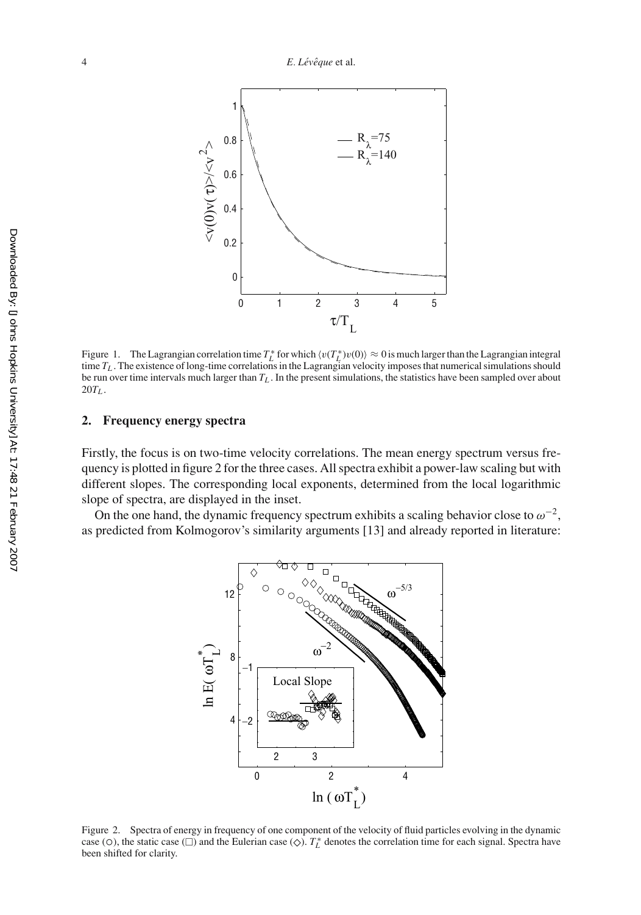Figure 1. The Lagrangian correlation time $T_L^*$ for which $\langle v(T_L^*)v(0)\rangle \approx 0$ is much larger than the Lagrangian integral time $T_L$. The existence of long-time correlations in the Lagrangian velocity imposes that numerical simulations should be run over time intervals much larger than $T_L$. In the present simulations, the statistics have been sampled over about $20T_L$.

## 2. Frequency energy spectra

Firstly, the focus is on two-time velocity correlations. The mean energy spectrum versus frequency is plotted in figure 2 for the three cases. All spectra exhibit a power-law scaling but with different slopes. The corresponding local exponents, determined from the local logarithmic slope of spectra, are displayed in the inset.

On the one hand, the dynamic frequency spectrum exhibits a scaling behavior close to $\omega^{-2}$, as predicted from Kolmogorov's similarity arguments [13] and already reported in literature:

Figure 2. Spectra of energy in frequency of one component of the velocity of fluid particles evolving in the dynamic case (○), the static case (□) and the Eulerian case (◇). $T_L^*$ denotes the correlation time for each signal. Spectra have been shifted for clarity.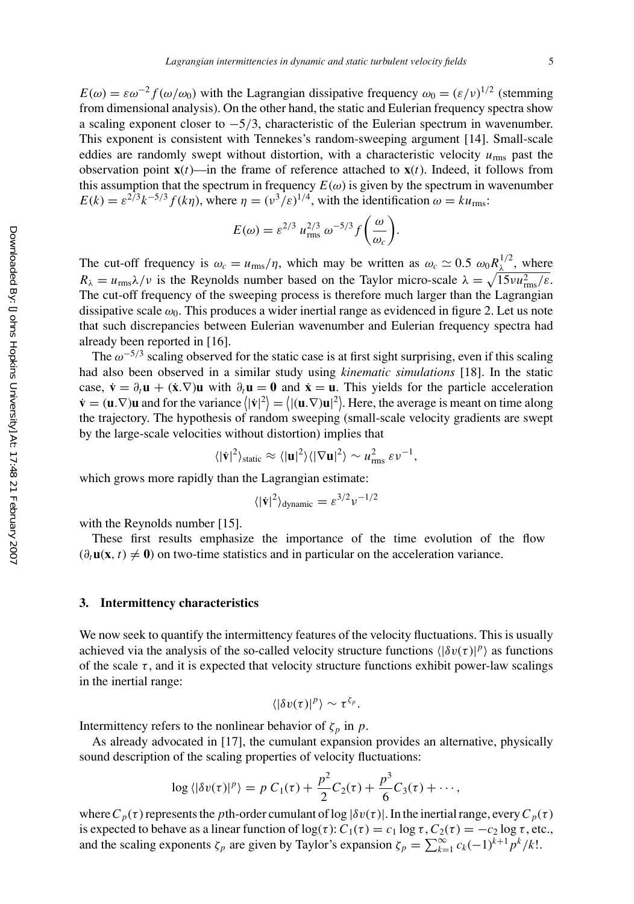$E(\omega) = \varepsilon\omega^{-2} f(\omega/\omega_0)$ with the Lagrangian dissipative frequency $\omega_0 = (\varepsilon/\nu)^{1/2}$ (stemming from dimensional analysis). On the other hand, the static and Eulerian frequency spectra show a scaling exponent closer to $-5/3$, characteristic of the Eulerian spectrum in wavenumber. This exponent is consistent with Tennekes's random-sweeping argument [14]. Small-scale eddies are randomly swept without distortion, with a characteristic velocity $u_{\text{rms}}$ past the observation point $\mathbf{x}(t)$—in the frame of reference attached to $\mathbf{x}(t)$. Indeed, it follows from this assumption that the spectrum in frequency $E(\omega)$ is given by the spectrum in wavenumber $E(k) = \varepsilon^{2/3} k^{-5/3} f(k\eta)$, where $\eta = (\nu^3/\varepsilon)^{1/4}$, with the identification $\omega = k u_{\text{rms}}$:

$$E(\omega) = \varepsilon^{2/3}\, u_{\text{rms}}^{2/3}\, \omega^{-5/3} f\left(\frac{\omega}{\omega_c}\right).$$

The cut-off frequency is $\omega_c = u_{\text{rms}}/\eta$, which may be written as $\omega_c \simeq 0.5\ \omega_0 R_\lambda^{1/2}$, where $R_\lambda = u_{\text{rms}}\lambda/\nu$ is the Reynolds number based on the Taylor micro-scale $\lambda = \sqrt{15\nu u_{\text{rms}}^2/\varepsilon}$. The cut-off frequency of the sweeping process is therefore much larger than the Lagrangian dissipative scale $\omega_0$. This produces a wider inertial range as evidenced in figure 2. Let us note that such discrepancies between Eulerian wavenumber and Eulerian frequency spectra had already been reported in [16].

The $\omega^{-5/3}$ scaling observed for the static case is at first sight surprising, even if this scaling had also been observed in a similar study using *kinematic simulations* [18]. In the static case, $\dot{\mathbf{v}} = \partial_t \mathbf{u} + (\dot{\mathbf{x}}.\nabla)\mathbf{u}$ with $\partial_t \mathbf{u} = \mathbf{0}$ and $\dot{\mathbf{x}} = \mathbf{u}$. This yields for the particle acceleration $\dot{\mathbf{v}} = (\mathbf{u}.\nabla)\mathbf{u}$ and for the variance $\langle|\dot{\mathbf{v}}|^2\rangle = \langle|(\mathbf{u}.\nabla)\mathbf{u}|^2\rangle$. Here, the average is meant on time along the trajectory. The hypothesis of random sweeping (small-scale velocity gradients are swept by the large-scale velocities without distortion) implies that

$$\langle|\dot{\mathbf{v}}|^2\rangle_{\text{static}} \approx \langle|\mathbf{u}|^2\rangle\langle|\nabla\mathbf{u}|^2\rangle \sim u_{\text{rms}}^2\, \varepsilon\nu^{-1},$$

which grows more rapidly than the Lagrangian estimate:

$$\langle|\dot{\mathbf{v}}|^2\rangle_{\text{dynamic}} = \varepsilon^{3/2}\nu^{-1/2}$$

with the Reynolds number [15].

These first results emphasize the importance of the time evolution of the flow ($\partial_t \mathbf{u}(\mathbf{x}, t) \neq \mathbf{0}$) on two-time statistics and in particular on the acceleration variance.

## 3. Intermittency characteristics

We now seek to quantify the intermittency features of the velocity fluctuations. This is usually achieved via the analysis of the so-called velocity structure functions $\langle|\delta v(\tau)|^p\rangle$ as functions of the scale $\tau$, and it is expected that velocity structure functions exhibit power-law scalings in the inertial range:

$$\langle|\delta v(\tau)|^p\rangle \sim \tau^{\zeta_p}.$$

Intermittency refers to the nonlinear behavior of $\zeta_p$ in $p$.

As already advocated in [17], the cumulant expansion provides an alternative, physically sound description of the scaling properties of velocity fluctuations:

$$\log\langle|\delta v(\tau)|^p\rangle = p\, C_1(\tau) + \frac{p^2}{2} C_2(\tau) + \frac{p^3}{6} C_3(\tau) + \cdots,$$

where $C_p(\tau)$ represents the $p$th-order cumulant of $\log|\delta v(\tau)|$. In the inertial range, every $C_p(\tau)$ is expected to behave as a linear function of $\log(\tau)$: $C_1(\tau) = c_1 \log\tau$, $C_2(\tau) = -c_2 \log\tau$, etc., and the scaling exponents $\zeta_p$ are given by Taylor's expansion $\zeta_p = \sum_{k=1}^{\infty} c_k (-1)^{k+1} p^k/k!$.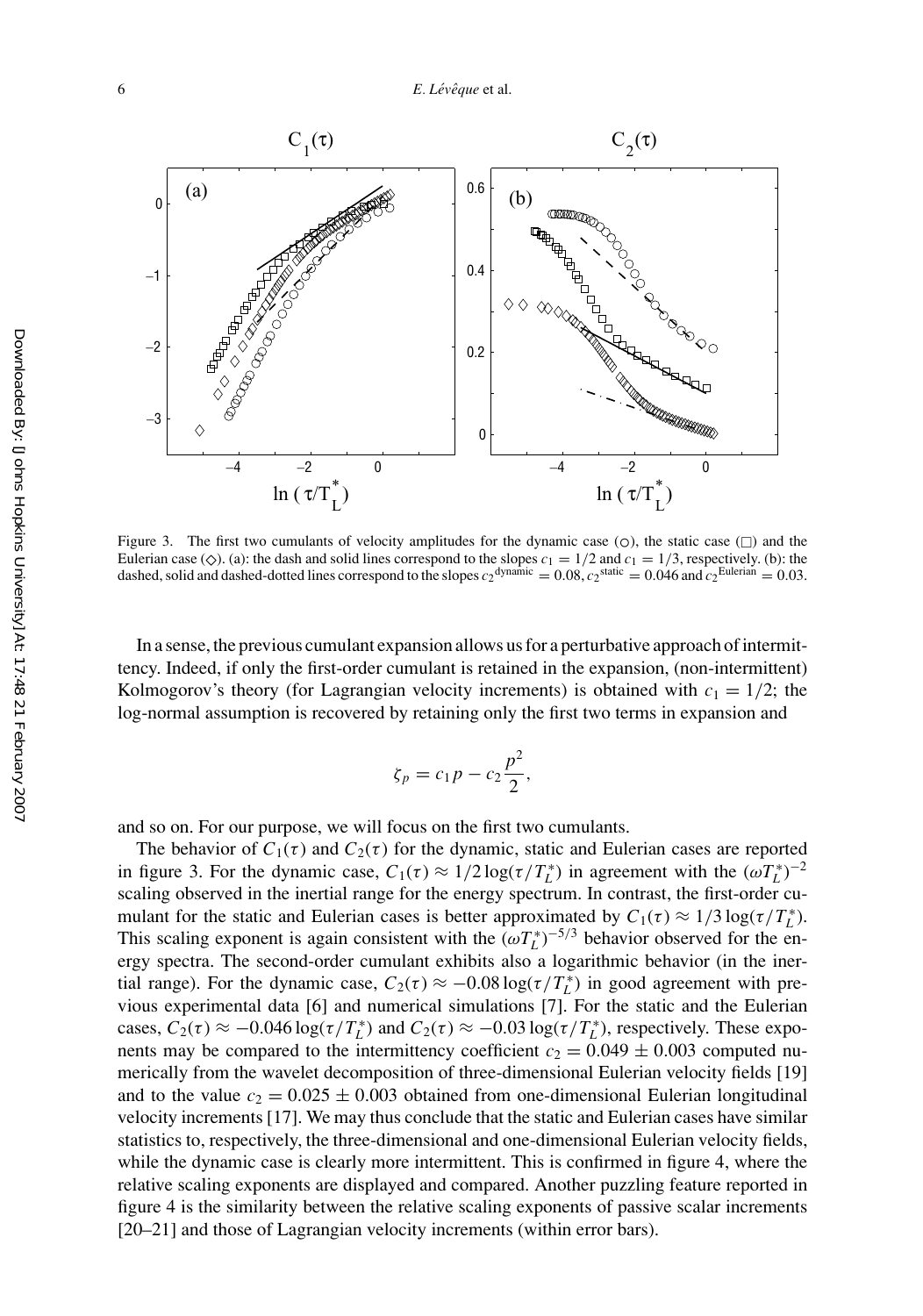Figure 3. The first two cumulants of velocity amplitudes for the dynamic case (○), the static case (□) and the Eulerian case (◇). (a): the dash and solid lines correspond to the slopes $c_1 = 1/2$ and $c_1 = 1/3$, respectively. (b): the dashed, solid and dashed-dotted lines correspond to the slopes $c_2^{\text{dynamic}} = 0.08$, $c_2^{\text{static}} = 0.046$ and $c_2^{\text{Eulerian}} = 0.03$.

In a sense, the previous cumulant expansion allows us for a perturbative approach of intermittency. Indeed, if only the first-order cumulant is retained in the expansion, (non-intermittent) Kolmogorov's theory (for Lagrangian velocity increments) is obtained with $c_1 = 1/2$; the log-normal assumption is recovered by retaining only the first two terms in expansion and

$$\zeta_p = c_1 p - c_2 \frac{p^2}{2},$$

and so on. For our purpose, we will focus on the first two cumulants.

The behavior of $C_1(\tau)$ and $C_2(\tau)$ for the dynamic, static and Eulerian cases are reported in figure 3. For the dynamic case, $C_1(\tau) \approx 1/2 \log(\tau/T_L^*)$ in agreement with the $(\omega T_L^*)^{-2}$ scaling observed in the inertial range for the energy spectrum. In contrast, the first-order cumulant for the static and Eulerian cases is better approximated by $C_1(\tau) \approx 1/3 \log(\tau/T_L^*)$. This scaling exponent is again consistent with the $(\omega T_L^*)^{-5/3}$ behavior observed for the energy spectra. The second-order cumulant exhibits also a logarithmic behavior (in the inertial range). For the dynamic case, $C_2(\tau) \approx -0.08 \log(\tau/T_L^*)$ in good agreement with previous experimental data [6] and numerical simulations [7]. For the static and the Eulerian cases, $C_2(\tau) \approx -0.046 \log(\tau/T_L^*)$ and $C_2(\tau) \approx -0.03 \log(\tau/T_L^*)$, respectively. These exponents may be compared to the intermittency coefficient $c_2 = 0.049 \pm 0.003$ computed numerically from the wavelet decomposition of three-dimensional Eulerian velocity fields [19] and to the value $c_2 = 0.025 \pm 0.003$ obtained from one-dimensional Eulerian longitudinal velocity increments [17]. We may thus conclude that the static and Eulerian cases have similar statistics to, respectively, the three-dimensional and one-dimensional Eulerian velocity fields, while the dynamic case is clearly more intermittent. This is confirmed in figure 4, where the relative scaling exponents are displayed and compared. Another puzzling feature reported in figure 4 is the similarity between the relative scaling exponents of passive scalar increments [20–21] and those of Lagrangian velocity increments (within error bars).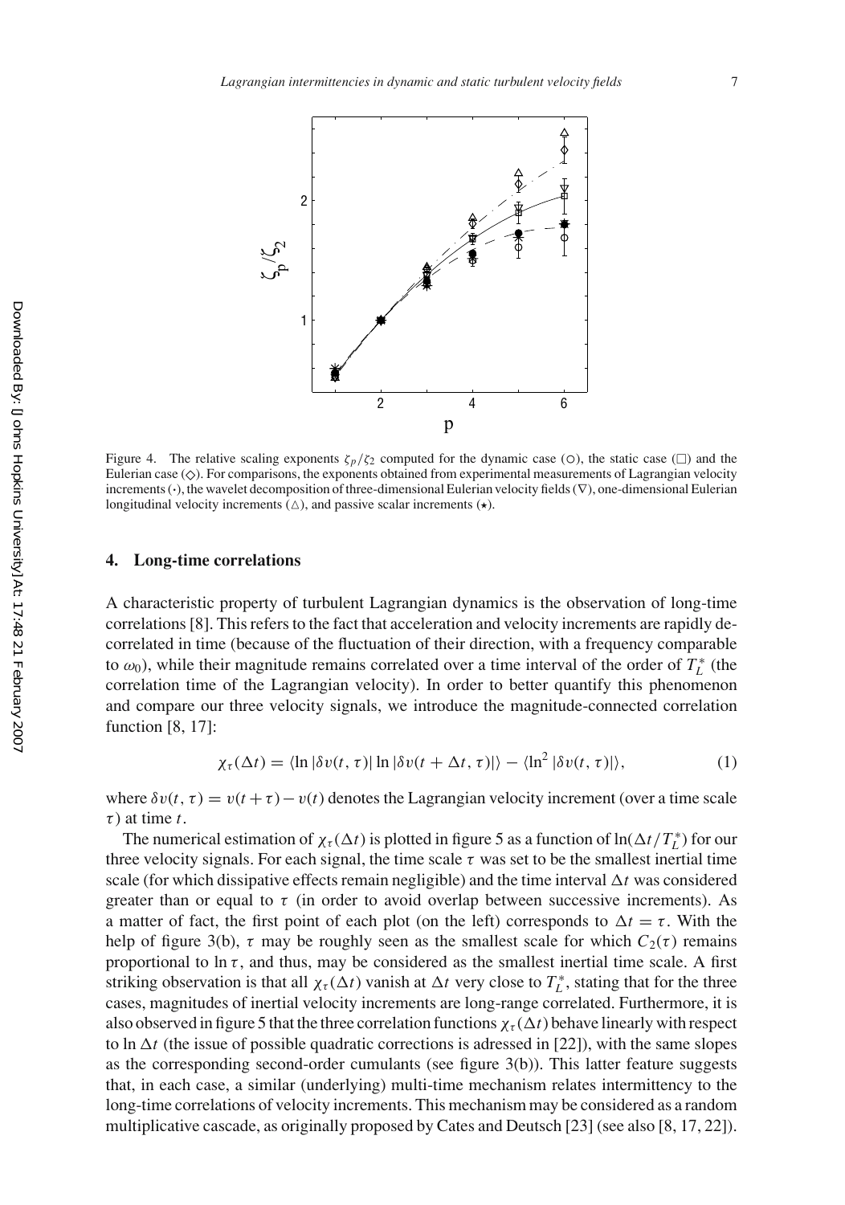Figure 4. The relative scaling exponents $\zeta_p/\zeta_2$ computed for the dynamic case ($\bigcirc$), the static case ($\square$) and the Eulerian case ($\diamond$). For comparisons, the exponents obtained from experimental measurements of Lagrangian velocity increments ($\cdot$), the wavelet decomposition of three-dimensional Eulerian velocity fields ($\nabla$), one-dimensional Eulerian longitudinal velocity increments ($\triangle$), and passive scalar increments ($\star$).

## 4. Long-time correlations

A characteristic property of turbulent Lagrangian dynamics is the observation of long-time correlations [8]. This refers to the fact that acceleration and velocity increments are rapidly decorrelated in time (because of the fluctuation of their direction, with a frequency comparable to $\omega_0$), while their magnitude remains correlated over a time interval of the order of $T_L^*$ (the correlation time of the Lagrangian velocity). In order to better quantify this phenomenon and compare our three velocity signals, we introduce the magnitude-connected correlation function [8, 17]:

$$\chi_\tau(\Delta t) = \langle \ln|\delta v(t,\tau)| \ln|\delta v(t+\Delta t,\tau)|\rangle - \langle \ln^2|\delta v(t,\tau)|\rangle, \tag{1}$$

where $\delta v(t,\tau) = v(t+\tau) - v(t)$ denotes the Lagrangian velocity increment (over a time scale $\tau$) at time $t$.

The numerical estimation of $\chi_\tau(\Delta t)$ is plotted in figure 5 as a function of $\ln(\Delta t/T_L^*)$ for our three velocity signals. For each signal, the time scale $\tau$ was set to be the smallest inertial time scale (for which dissipative effects remain negligible) and the time interval $\Delta t$ was considered greater than or equal to $\tau$ (in order to avoid overlap between successive increments). As a matter of fact, the first point of each plot (on the left) corresponds to $\Delta t = \tau$. With the help of figure 3(b), $\tau$ may be roughly seen as the smallest scale for which $C_2(\tau)$ remains proportional to $\ln\tau$, and thus, may be considered as the smallest inertial time scale. A first striking observation is that all $\chi_\tau(\Delta t)$ vanish at $\Delta t$ very close to $T_L^*$, stating that for the three cases, magnitudes of inertial velocity increments are long-range correlated. Furthermore, it is also observed in figure 5 that the three correlation functions $\chi_\tau(\Delta t)$ behave linearly with respect to $\ln\Delta t$ (the issue of possible quadratic corrections is adressed in [22]), with the same slopes as the corresponding second-order cumulants (see figure 3(b)). This latter feature suggests that, in each case, a similar (underlying) multi-time mechanism relates intermittency to the long-time correlations of velocity increments. This mechanism may be considered as a random multiplicative cascade, as originally proposed by Cates and Deutsch [23] (see also [8, 17, 22]).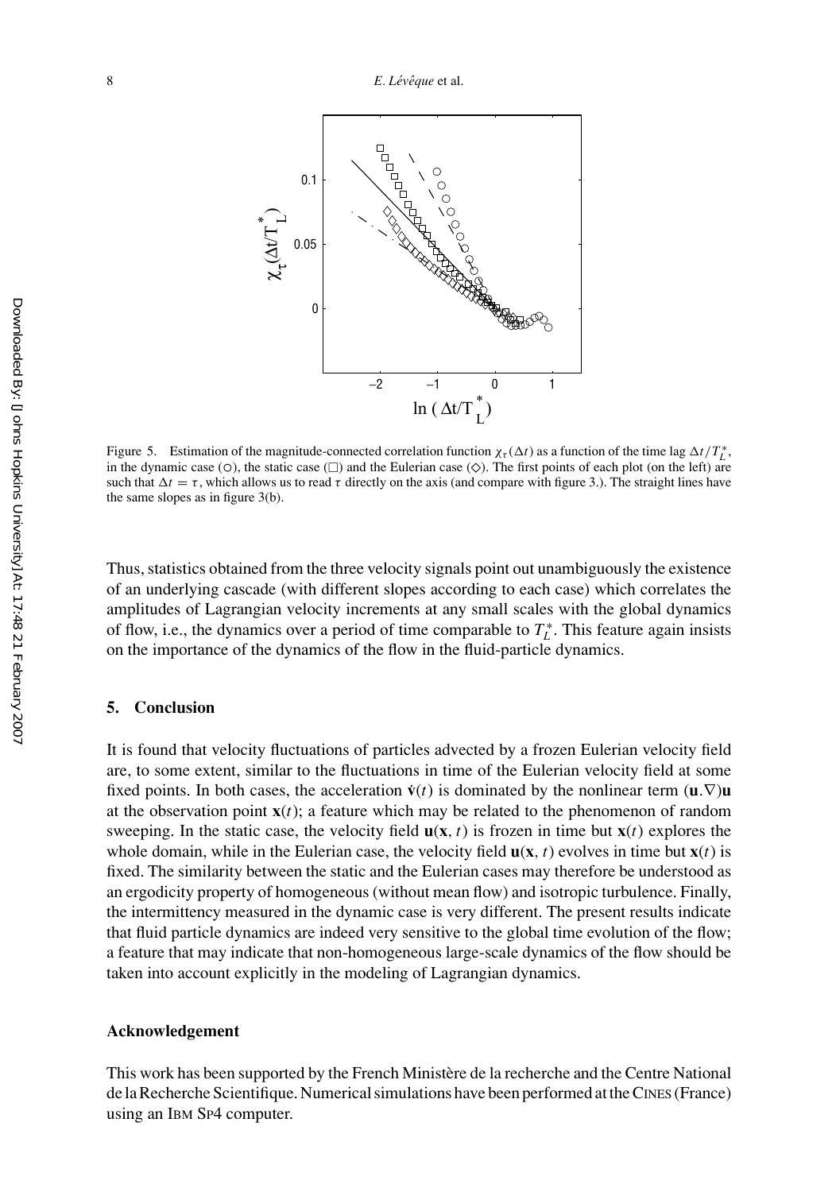Figure 5. Estimation of the magnitude-connected correlation function $\chi_\tau(\Delta t)$ as a function of the time lag $\Delta t/T_L^*$, in the dynamic case (○), the static case (□) and the Eulerian case (◇). The first points of each plot (on the left) are such that $\Delta t = \tau$, which allows us to read $\tau$ directly on the axis (and compare with figure 3.). The straight lines have the same slopes as in figure 3(b).

Thus, statistics obtained from the three velocity signals point out unambiguously the existence of an underlying cascade (with different slopes according to each case) which correlates the amplitudes of Lagrangian velocity increments at any small scales with the global dynamics of flow, i.e., the dynamics over a period of time comparable to $T_L^*$. This feature again insists on the importance of the dynamics of the flow in the fluid-particle dynamics.

## 5. Conclusion

It is found that velocity fluctuations of particles advected by a frozen Eulerian velocity field are, to some extent, similar to the fluctuations in time of the Eulerian velocity field at some fixed points. In both cases, the acceleration $\dot{\mathbf{v}}(t)$ is dominated by the nonlinear term $(\mathbf{u}.\nabla)\mathbf{u}$ at the observation point $\mathbf{x}(t)$; a feature which may be related to the phenomenon of random sweeping. In the static case, the velocity field $\mathbf{u}(\mathbf{x}, t)$ is frozen in time but $\mathbf{x}(t)$ explores the whole domain, while in the Eulerian case, the velocity field $\mathbf{u}(\mathbf{x}, t)$ evolves in time but $\mathbf{x}(t)$ is fixed. The similarity between the static and the Eulerian cases may therefore be understood as an ergodicity property of homogeneous (without mean flow) and isotropic turbulence. Finally, the intermittency measured in the dynamic case is very different. The present results indicate that fluid particle dynamics are indeed very sensitive to the global time evolution of the flow; a feature that may indicate that non-homogeneous large-scale dynamics of the flow should be taken into account explicitly in the modeling of Lagrangian dynamics.

### Acknowledgement

This work has been supported by the French Ministère de la recherche and the Centre National de la Recherche Scientifique. Numerical simulations have been performed at the CINES (France) using an IBM SP4 computer.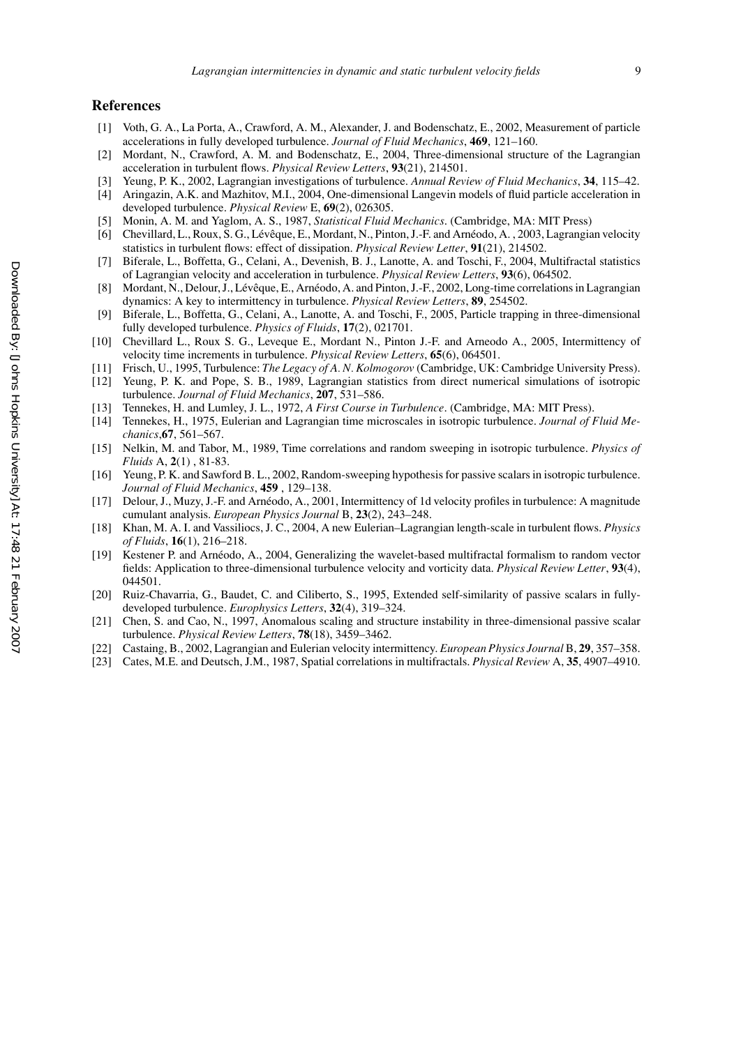## References

[1] Voth, G. A., La Porta, A., Crawford, A. M., Alexander, J. and Bodenschatz, E., 2002, Measurement of particle accelerations in fully developed turbulence. *Journal of Fluid Mechanics*, **469**, 121–160.

[2] Mordant, N., Crawford, A. M. and Bodenschatz, E., 2004, Three-dimensional structure of the Lagrangian acceleration in turbulent flows. *Physical Review Letters*, **93**(21), 214501.

[3] Yeung, P. K., 2002, Lagrangian investigations of turbulence. *Annual Review of Fluid Mechanics*, **34**, 115–42.

[4] Aringazin, A.K. and Mazhitov, M.I., 2004, One-dimensional Langevin models of fluid particle acceleration in developed turbulence. *Physical Review* E, **69**(2), 026305.

[5] Monin, A. M. and Yaglom, A. S., 1987, *Statistical Fluid Mechanics*. (Cambridge, MA: MIT Press)

[6] Chevillard, L., Roux, S. G., Lévêque, E., Mordant, N., Pinton, J.-F. and Arnéodo, A. , 2003, Lagrangian velocity statistics in turbulent flows: effect of dissipation. *Physical Review Letter*, **91**(21), 214502.

[7] Biferale, L., Boffetta, G., Celani, A., Devenish, B. J., Lanotte, A. and Toschi, F., 2004, Multifractal statistics of Lagrangian velocity and acceleration in turbulence. *Physical Review Letters*, **93**(6), 064502.

[8] Mordant, N., Delour, J., Lévêque, E., Arnéodo, A. and Pinton, J.-F., 2002, Long-time correlations in Lagrangian dynamics: A key to intermittency in turbulence. *Physical Review Letters*, **89**, 254502.

[9] Biferale, L., Boffetta, G., Celani, A., Lanotte, A. and Toschi, F., 2005, Particle trapping in three-dimensional fully developed turbulence. *Physics of Fluids*, **17**(2), 021701.

[10] Chevillard L., Roux S. G., Leveque E., Mordant N., Pinton J.-F. and Arneodo A., 2005, Intermittency of velocity time increments in turbulence. *Physical Review Letters*, **65**(6), 064501.

[11] Frisch, U., 1995, Turbulence: *The Legacy of A. N. Kolmogorov* (Cambridge, UK: Cambridge University Press).

[12] Yeung, P. K. and Pope, S. B., 1989, Lagrangian statistics from direct numerical simulations of isotropic turbulence. *Journal of Fluid Mechanics*, **207**, 531–586.

[13] Tennekes, H. and Lumley, J. L., 1972, *A First Course in Turbulence*. (Cambridge, MA: MIT Press).

[14] Tennekes, H., 1975, Eulerian and Lagrangian time microscales in isotropic turbulence. *Journal of Fluid Mechanics*,**67**, 561–567.

[15] Nelkin, M. and Tabor, M., 1989, Time correlations and random sweeping in isotropic turbulence. *Physics of Fluids* A, **2**(1) , 81-83.

[16] Yeung, P. K. and Sawford B. L., 2002, Random-sweeping hypothesis for passive scalars in isotropic turbulence. *Journal of Fluid Mechanics*, **459** , 129–138.

[17] Delour, J., Muzy, J.-F. and Arnéodo, A., 2001, Intermittency of 1d velocity profiles in turbulence: A magnitude cumulant analysis. *European Physics Journal* B, **23**(2), 243–248.

[18] Khan, M. A. I. and Vassiliocs, J. C., 2004, A new Eulerian–Lagrangian length-scale in turbulent flows. *Physics of Fluids*, **16**(1), 216–218.

[19] Kestener P. and Arnéodo, A., 2004, Generalizing the wavelet-based multifractal formalism to random vector fields: Application to three-dimensional turbulence velocity and vorticity data. *Physical Review Letter*, **93**(4), 044501.

[20] Ruiz-Chavarria, G., Baudet, C. and Ciliberto, S., 1995, Extended self-similarity of passive scalars in fully-developed turbulence. *Europhysics Letters*, **32**(4), 319–324.

[21] Chen, S. and Cao, N., 1997, Anomalous scaling and structure instability in three-dimensional passive scalar turbulence. *Physical Review Letters*, **78**(18), 3459–3462.

[22] Castaing, B., 2002, Lagrangian and Eulerian velocity intermittency. *European Physics Journal* B, **29**, 357–358.

[23] Cates, M.E. and Deutsch, J.M., 1987, Spatial correlations in multifractals. *Physical Review* A, **35**, 4907–4910.